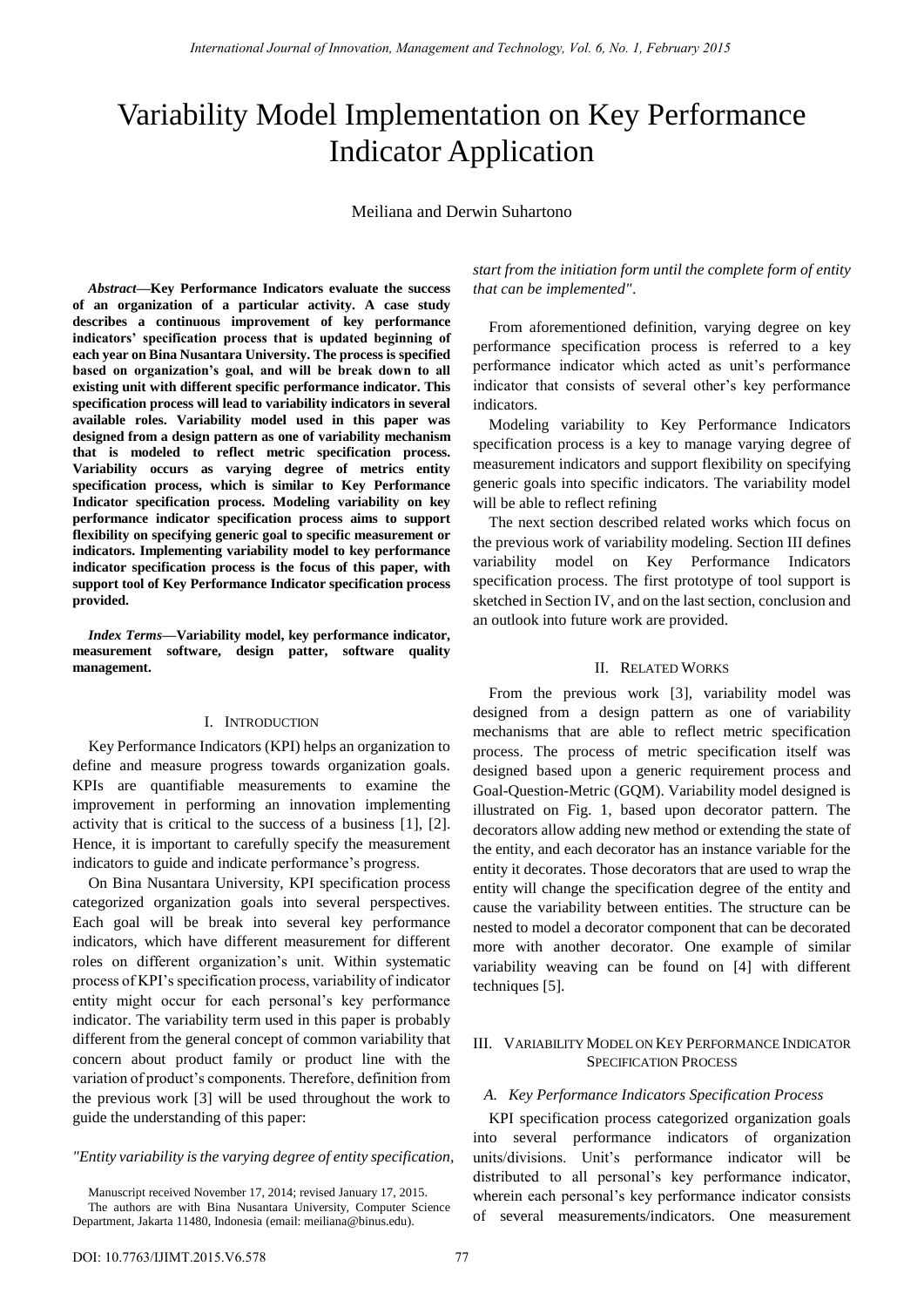# Variability Model Implementation on Key Performance Indicator Application

Meiliana and Derwin Suhartono

***Abstract*—Key Performance Indicators evaluate the success of an organization of a particular activity. A case study describes a continuous improvement of key performance indicators' specification process that is updated beginning of each year on Bina Nusantara University. The process is specified based on organization's goal, and will be break down to all existing unit with different specific performance indicator. This specification process will lead to variability indicators in several available roles. Variability model used in this paper was designed from a design pattern as one of variability mechanism that is modeled to reflect metric specification process. Variability occurs as varying degree of metrics entity specification process, which is similar to Key Performance Indicator specification process. Modeling variability on key performance indicator specification process aims to support flexibility on specifying generic goal to specific measurement or indicators. Implementing variability model to key performance indicator specification process is the focus of this paper, with support tool of Key Performance Indicator specification process provided.**

***Index Terms*—Variability model, key performance indicator, measurement software, design patter, software quality management.**

## I. Introduction

Key Performance Indicators (KPI) helps an organization to define and measure progress towards organization goals. KPIs are quantifiable measurements to examine the improvement in performing an innovation implementing activity that is critical to the success of a business [1], [2]. Hence, it is important to carefully specify the measurement indicators to guide and indicate performance's progress.

On Bina Nusantara University, KPI specification process categorized organization goals into several perspectives. Each goal will be break into several key performance indicators, which have different measurement for different roles on different organization's unit. Within systematic process of KPI's specification process, variability of indicator entity might occur for each personal's key performance indicator. The variability term used in this paper is probably different from the general concept of common variability that concern about product family or product line with the variation of product's components. Therefore, definition from the previous work [3] will be used throughout the work to guide the understanding of this paper:

*"Entity variability is the varying degree of entity specification, start from the initiation form until the complete form of entity that can be implemented".*

From aforementioned definition, varying degree on key performance specification process is referred to a key performance indicator which acted as unit's performance indicator that consists of several other's key performance indicators.

Modeling variability to Key Performance Indicators specification process is a key to manage varying degree of measurement indicators and support flexibility on specifying generic goals into specific indicators. The variability model will be able to reflect refining

The next section described related works which focus on the previous work of variability modeling. Section III defines variability model on Key Performance Indicators specification process. The first prototype of tool support is sketched in Section IV, and on the last section, conclusion and an outlook into future work are provided.

## II. Related Works

From the previous work [3], variability model was designed from a design pattern as one of variability mechanisms that are able to reflect metric specification process. The process of metric specification itself was designed based upon a generic requirement process and Goal-Question-Metric (GQM). Variability model designed is illustrated on Fig. 1, based upon decorator pattern. The decorators allow adding new method or extending the state of the entity, and each decorator has an instance variable for the entity it decorates. Those decorators that are used to wrap the entity will change the specification degree of the entity and cause the variability between entities. The structure can be nested to model a decorator component that can be decorated more with another decorator. One example of similar variability weaving can be found on [4] with different techniques [5].

## III. Variability Model on Key Performance Indicator Specification Process

### A. Key Performance Indicators Specification Process

KPI specification process categorized organization goals into several performance indicators of organization units/divisions. Unit's performance indicator will be distributed to all personal's key performance indicator, wherein each personal's key performance indicator consists of several measurements/indicators. One measurement

Manuscript received November 17, 2014; revised January 17, 2015.

The authors are with Bina Nusantara University, Computer Science Department, Jakarta 11480, Indonesia (email: meiliana@binus.edu).

DOI: 10.7763/IJIMT.2015.V6.578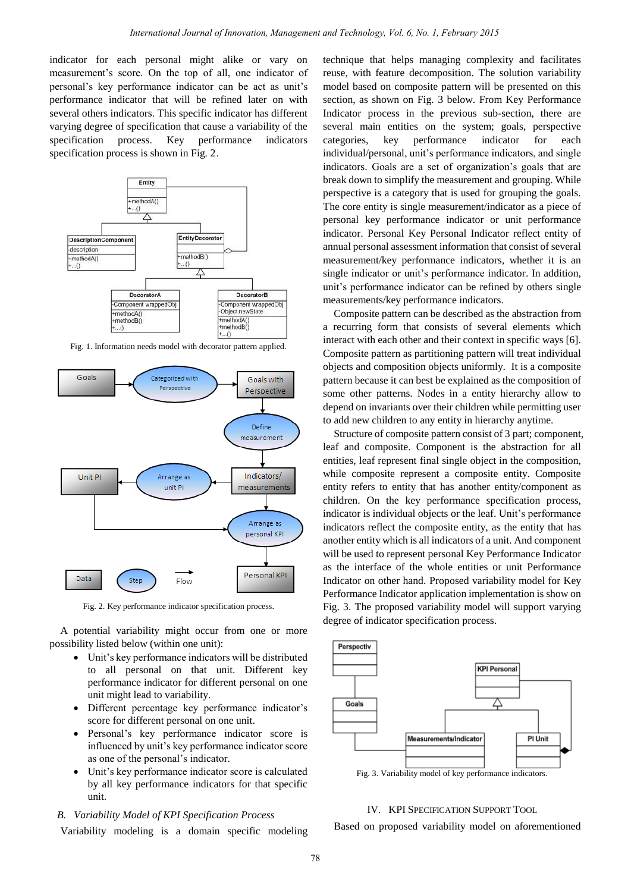indicator for each personal might alike or vary on measurement's score. On the top of all, one indicator of personal's key performance indicator can be act as unit's performance indicator that will be refined later on with several others indicators. This specific indicator has different varying degree of specification that cause a variability of the specification process. Key performance indicators specification process is shown in Fig. 2.

Fig. 1. Information needs model with decorator pattern applied.

Fig. 2. Key performance indicator specification process.

A potential variability might occur from one or more possibility listed below (within one unit):

- Unit's key performance indicators will be distributed to all personal on that unit. Different key performance indicator for different personal on one unit might lead to variability.
- Different percentage key performance indicator's score for different personal on one unit.
- Personal's key performance indicator score is influenced by unit's key performance indicator score as one of the personal's indicator.
- Unit's key performance indicator score is calculated by all key performance indicators for that specific unit.

### B. Variability Model of KPI Specification Process

Variability modeling is a domain specific modeling technique that helps managing complexity and facilitates reuse, with feature decomposition. The solution variability model based on composite pattern will be presented on this section, as shown on Fig. 3 below. From Key Performance Indicator process in the previous sub-section, there are several main entities on the system; goals, perspective categories, key performance indicator for each individual/personal, unit's performance indicators, and single indicators. Goals are a set of organization's goals that are break down to simplify the measurement and grouping. While perspective is a category that is used for grouping the goals. The core entity is single measurement/indicator as a piece of personal key performance indicator or unit performance indicator. Personal Key Personal Indicator reflect entity of annual personal assessment information that consist of several measurement/key performance indicators, whether it is an single indicator or unit's performance indicator. In addition, unit's performance indicator can be refined by others single measurements/key performance indicators.

Composite pattern can be described as the abstraction from a recurring form that consists of several elements which interact with each other and their context in specific ways [6]. Composite pattern as partitioning pattern will treat individual objects and composition objects uniformly. It is a composite pattern because it can best be explained as the composition of some other patterns. Nodes in a entity hierarchy allow to depend on invariants over their children while permitting user to add new children to any entity in hierarchy anytime.

Structure of composite pattern consist of 3 part; component, leaf and composite. Component is the abstraction for all entities, leaf represent final single object in the composition, while composite represent a composite entity. Composite entity refers to entity that has another entity/component as children. On the key performance specification process, indicator is individual objects or the leaf. Unit's performance indicators reflect the composite entity, as the entity that has another entity which is all indicators of a unit. And component will be used to represent personal Key Performance Indicator as the interface of the whole entities or unit Performance Indicator on other hand. Proposed variability model for Key Performance Indicator application implementation is show on Fig. 3. The proposed variability model will support varying degree of indicator specification process.

Fig. 3. Variability model of key performance indicators.

## IV. KPI Specification Support Tool

Based on proposed variability model on aforementioned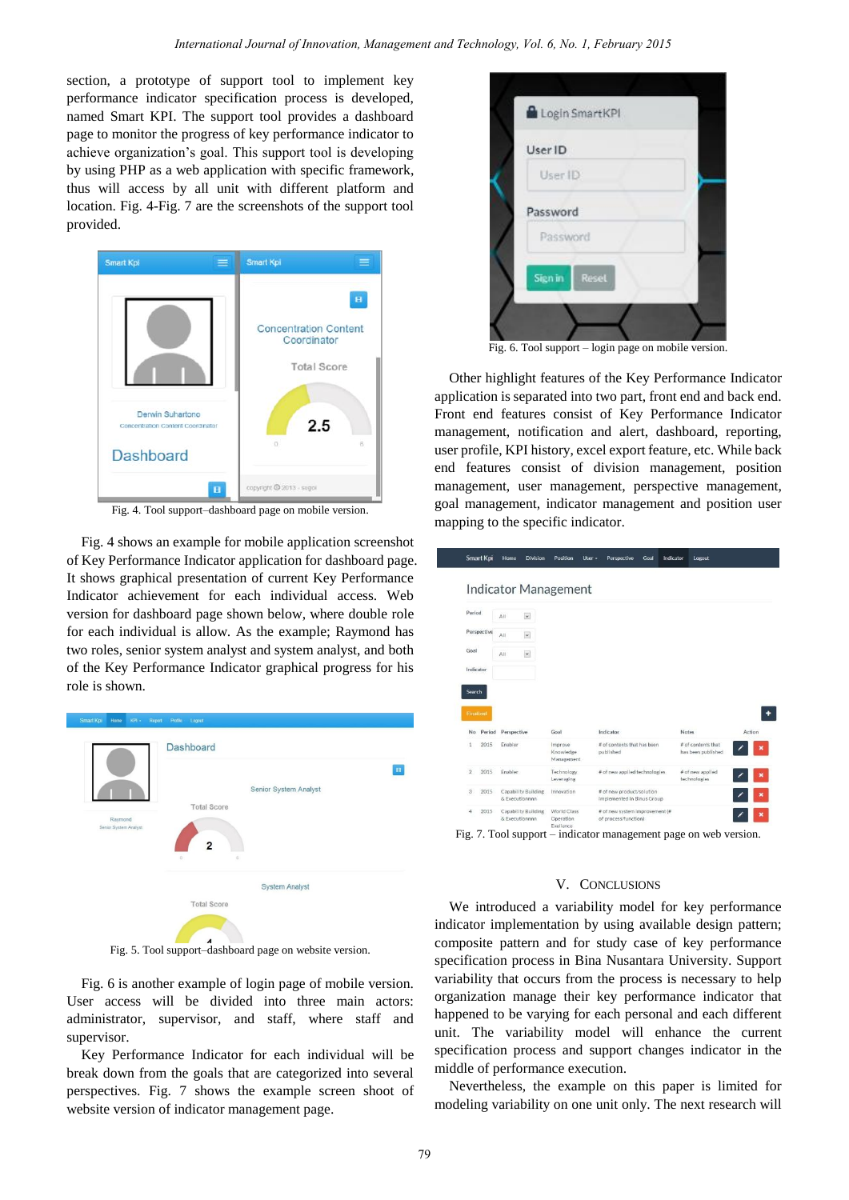section, a prototype of support tool to implement key performance indicator specification process is developed, named Smart KPI. The support tool provides a dashboard page to monitor the progress of key performance indicator to achieve organization's goal. This support tool is developing by using PHP as a web application with specific framework, thus will access by all unit with different platform and location. Fig. 4-Fig. 7 are the screenshots of the support tool provided.

Fig. 4. Tool support–dashboard page on mobile version.

Fig. 4 shows an example for mobile application screenshot of Key Performance Indicator application for dashboard page. It shows graphical presentation of current Key Performance Indicator achievement for each individual access. Web version for dashboard page shown below, where double role for each individual is allow. As the example; Raymond has two roles, senior system analyst and system analyst, and both of the Key Performance Indicator graphical progress for his role is shown.

Fig. 5. Tool support–dashboard page on website version.

Fig. 6 is another example of login page of mobile version. User access will be divided into three main actors: administrator, supervisor, and staff, where staff and supervisor.

Key Performance Indicator for each individual will be break down from the goals that are categorized into several perspectives. Fig. 7 shows the example screen shoot of website version of indicator management page.

Fig. 6. Tool support – login page on mobile version.

Other highlight features of the Key Performance Indicator application is separated into two part, front end and back end. Front end features consist of Key Performance Indicator management, notification and alert, dashboard, reporting, user profile, KPI history, excel export feature, etc. While back end features consist of division management, position management, user management, perspective management, goal management, indicator management and position user mapping to the specific indicator.

Fig. 7. Tool support – indicator management page on web version.

## V. Conclusions

We introduced a variability model for key performance indicator implementation by using available design pattern; composite pattern and for study case of key performance specification process in Bina Nusantara University. Support variability that occurs from the process is necessary to help organization manage their key performance indicator that happened to be varying for each personal and each different unit. The variability model will enhance the current specification process and support changes indicator in the middle of performance execution.

Nevertheless, the example on this paper is limited for modeling variability on one unit only. The next research will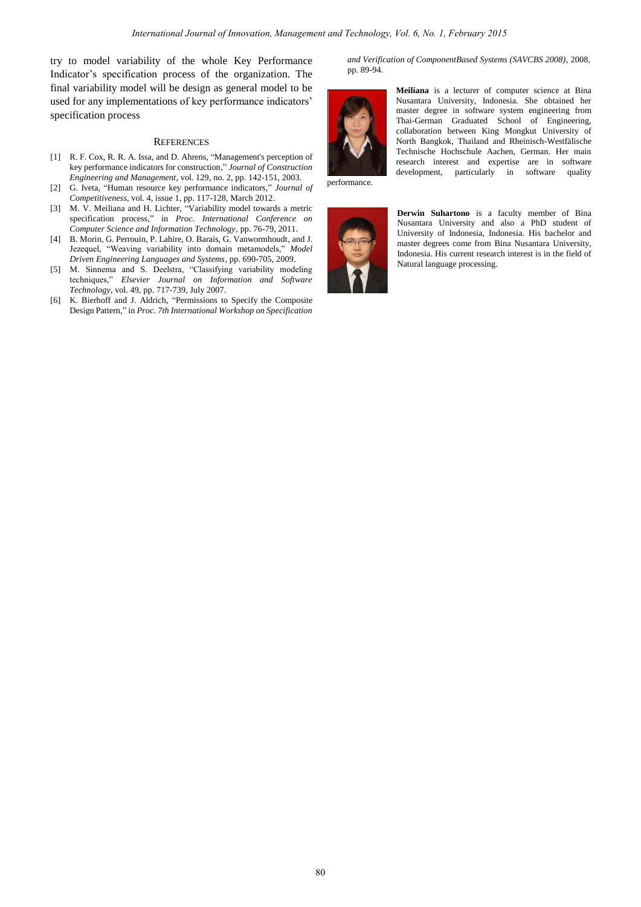try to model variability of the whole Key Performance Indicator's specification process of the organization. The final variability model will be design as general model to be used for any implementations of key performance indicators' specification process

## REFERENCES

[1] R. F. Cox, R. R. A. Issa, and D. Ahrens, "Management's perception of key performance indicators for construction," *Journal of Construction Engineering and Management*, vol. 129, no. 2, pp. 142-151, 2003.

[2] G. Iveta, "Human resource key performance indicators," *Journal of Competitiveness*, vol. 4, issue 1, pp. 117-128, March 2012.

[3] M. V. Meiliana and H. Lichter, "Variability model towards a metric specification process," in *Proc. International Conference on Computer Science and Information Technology*, pp. 76-79, 2011.

[4] B. Morin, G. Perrouin, P. Lahire, O. Barais, G. Vanwormhoudt, and J. Jezequel, "Weaving variability into domain metamodels," *Model Driven Engineering Languages and Systems*, pp. 690-705, 2009.

[5] M. Sinnema and S. Deelstra, "Classifying variability modeling techniques," *Elsevier Journal on Information and Software Technology*, vol. 49, pp. 717-739, July 2007.

[6] K. Bierhoff and J. Aldrich, "Permissions to Specify the Composite Design Pattern," in *Proc. 7th International Workshop on Specification and Verification of ComponentBased Systems (SAVCBS 2008)*, 2008, pp. 89-94.

**Meiliana** is a lecturer of computer science at Bina Nusantara University, Indonesia. She obtained her master degree in software system engineering from Thai-German Graduated School of Engineering, collaboration between King Mongkut University of North Bangkok, Thailand and Rheinisch-Westfälische Technische Hochschule Aachen, German. Her main research interest and expertise are in software development, particularly in software quality performance.

**Derwin Suhartono** is a faculty member of Bina Nusantara University and also a PhD student of University of Indonesia, Indonesia. His bachelor and master degrees come from Bina Nusantara University, Indonesia. His current research interest is in the field of Natural language processing.